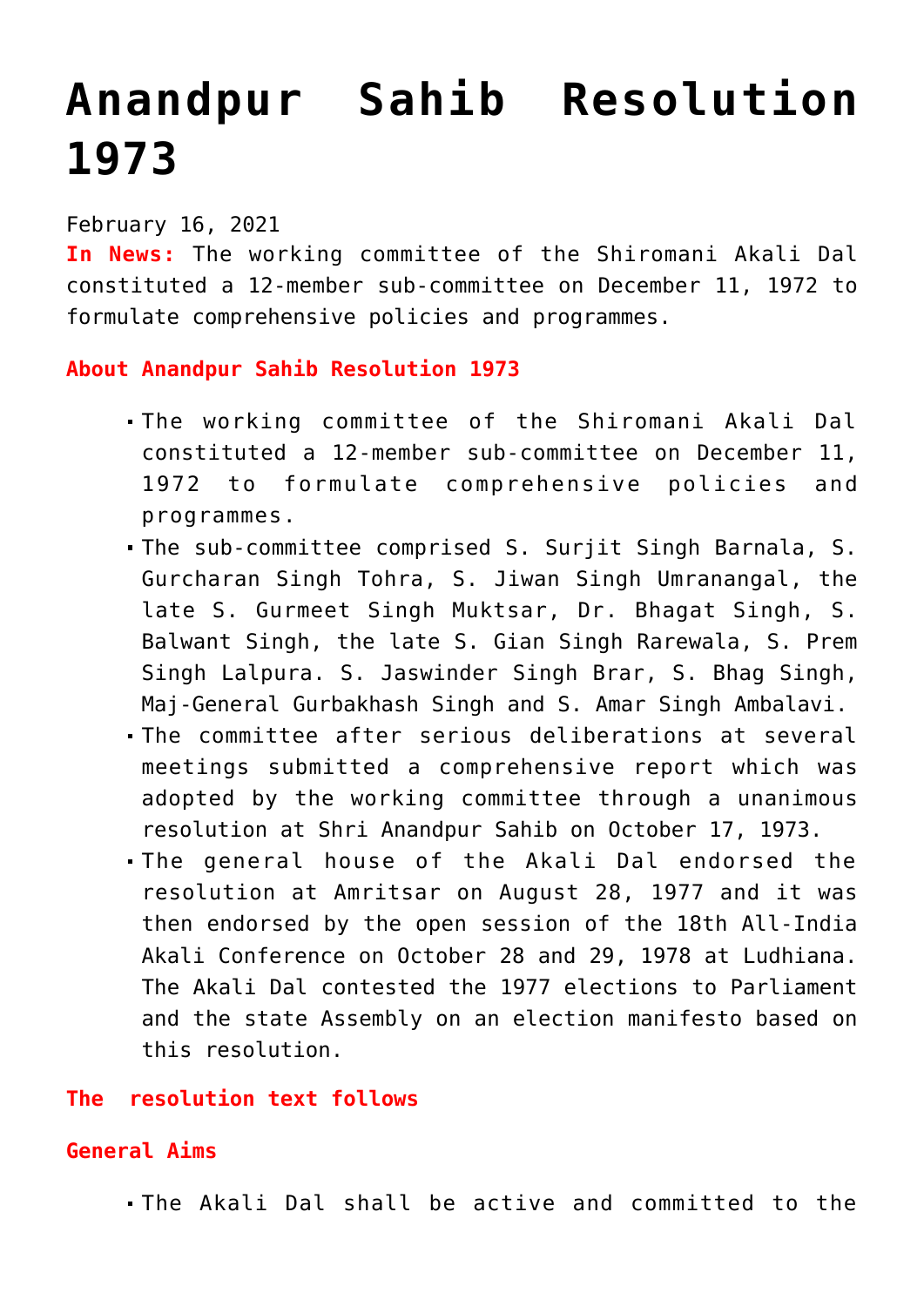# Anandpur Sahib Resolution 1973

February 16, 2021

**In News:** The working committee of the Shiromani Akali Dal constituted a 12-member sub-committee on December 11, 1972 to formulate comprehensive policies and programmes.

## About Anandpur Sahib Resolution 1973

- The working committee of the Shiromani Akali Dal constituted a 12-member sub-committee on December 11, 1972 to formulate comprehensive policies and programmes.
- The sub-committee comprised S. Surjit Singh Barnala, S. Gurcharan Singh Tohra, S. Jiwan Singh Umranangal, the late S. Gurmeet Singh Muktsar, Dr. Bhagat Singh, S. Balwant Singh, the late S. Gian Singh Rarewala, S. Prem Singh Lalpura. S. Jaswinder Singh Brar, S. Bhag Singh, Maj-General Gurbakhash Singh and S. Amar Singh Ambalavi.
- The committee after serious deliberations at several meetings submitted a comprehensive report which was adopted by the working committee through a unanimous resolution at Shri Anandpur Sahib on October 17, 1973.
- The general house of the Akali Dal endorsed the resolution at Amritsar on August 28, 1977 and it was then endorsed by the open session of the 18th All-India Akali Conference on October 28 and 29, 1978 at Ludhiana. The Akali Dal contested the 1977 elections to Parliament and the state Assembly on an election manifesto based on this resolution.

## The resolution text follows

## General Aims

- The Akali Dal shall be active and committed to the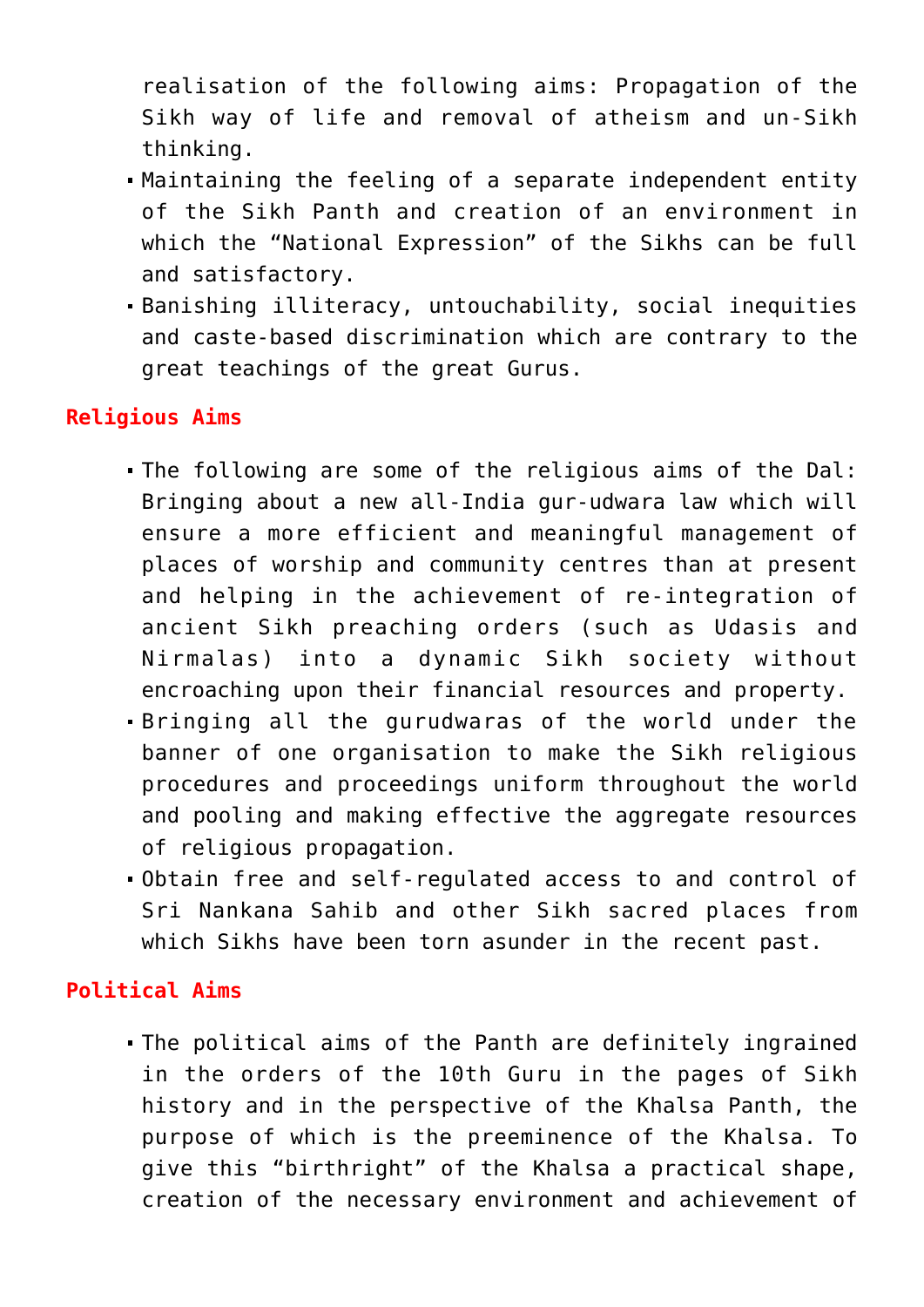realisation of the following aims: Propagation of the Sikh way of life and removal of atheism and un-Sikh thinking.

- Maintaining the feeling of a separate independent entity of the Sikh Panth and creation of an environment in which the "National Expression" of the Sikhs can be full and satisfactory.
- Banishing illiteracy, untouchability, social inequities and caste-based discrimination which are contrary to the great teachings of the great Gurus.

## Religious Aims

- The following are some of the religious aims of the Dal: Bringing about a new all-India gur-udwara law which will ensure a more efficient and meaningful management of places of worship and community centres than at present and helping in the achievement of re-integration of ancient Sikh preaching orders (such as Udasis and Nirmalas) into a dynamic Sikh society without encroaching upon their financial resources and property.
- Bringing all the gurudwaras of the world under the banner of one organisation to make the Sikh religious procedures and proceedings uniform throughout the world and pooling and making effective the aggregate resources of religious propagation.
- Obtain free and self-regulated access to and control of Sri Nankana Sahib and other Sikh sacred places from which Sikhs have been torn asunder in the recent past.

## Political Aims

- The political aims of the Panth are definitely ingrained in the orders of the 10th Guru in the pages of Sikh history and in the perspective of the Khalsa Panth, the purpose of which is the preeminence of the Khalsa. To give this "birthright" of the Khalsa a practical shape, creation of the necessary environment and achievement of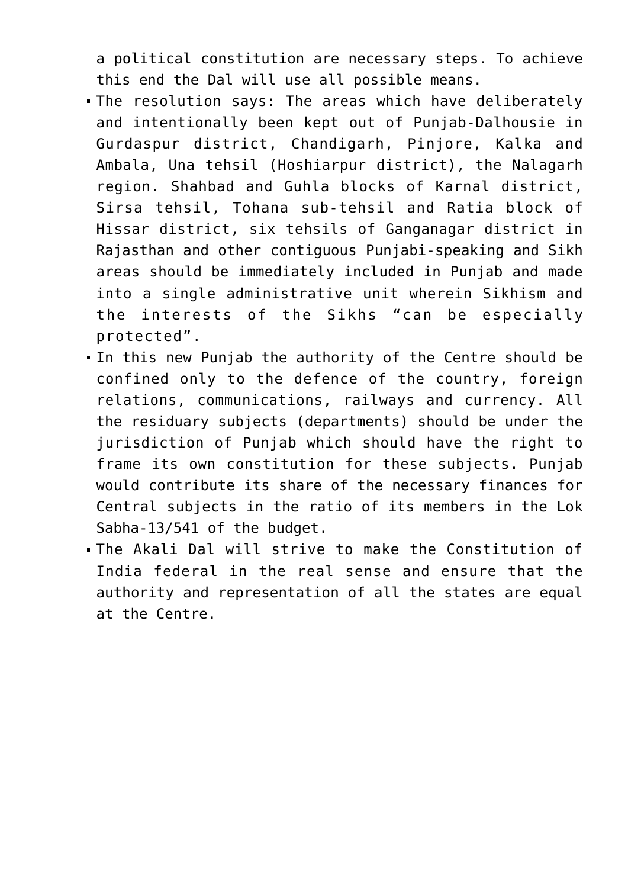a political constitution are necessary steps. To achieve this end the Dal will use all possible means.

- The resolution says: The areas which have deliberately and intentionally been kept out of Punjab-Dalhousie in Gurdaspur district, Chandigarh, Pinjore, Kalka and Ambala, Una tehsil (Hoshiarpur district), the Nalagarh region. Shahbad and Guhla blocks of Karnal district, Sirsa tehsil, Tohana sub-tehsil and Ratia block of Hissar district, six tehsils of Ganganagar district in Rajasthan and other contiguous Punjabi-speaking and Sikh areas should be immediately included in Punjab and made into a single administrative unit wherein Sikhism and the interests of the Sikhs "can be especially protected".
- In this new Punjab the authority of the Centre should be confined only to the defence of the country, foreign relations, communications, railways and currency. All the residuary subjects (departments) should be under the jurisdiction of Punjab which should have the right to frame its own constitution for these subjects. Punjab would contribute its share of the necessary finances for Central subjects in the ratio of its members in the Lok Sabha-13/541 of the budget.
- The Akali Dal will strive to make the Constitution of India federal in the real sense and ensure that the authority and representation of all the states are equal at the Centre.